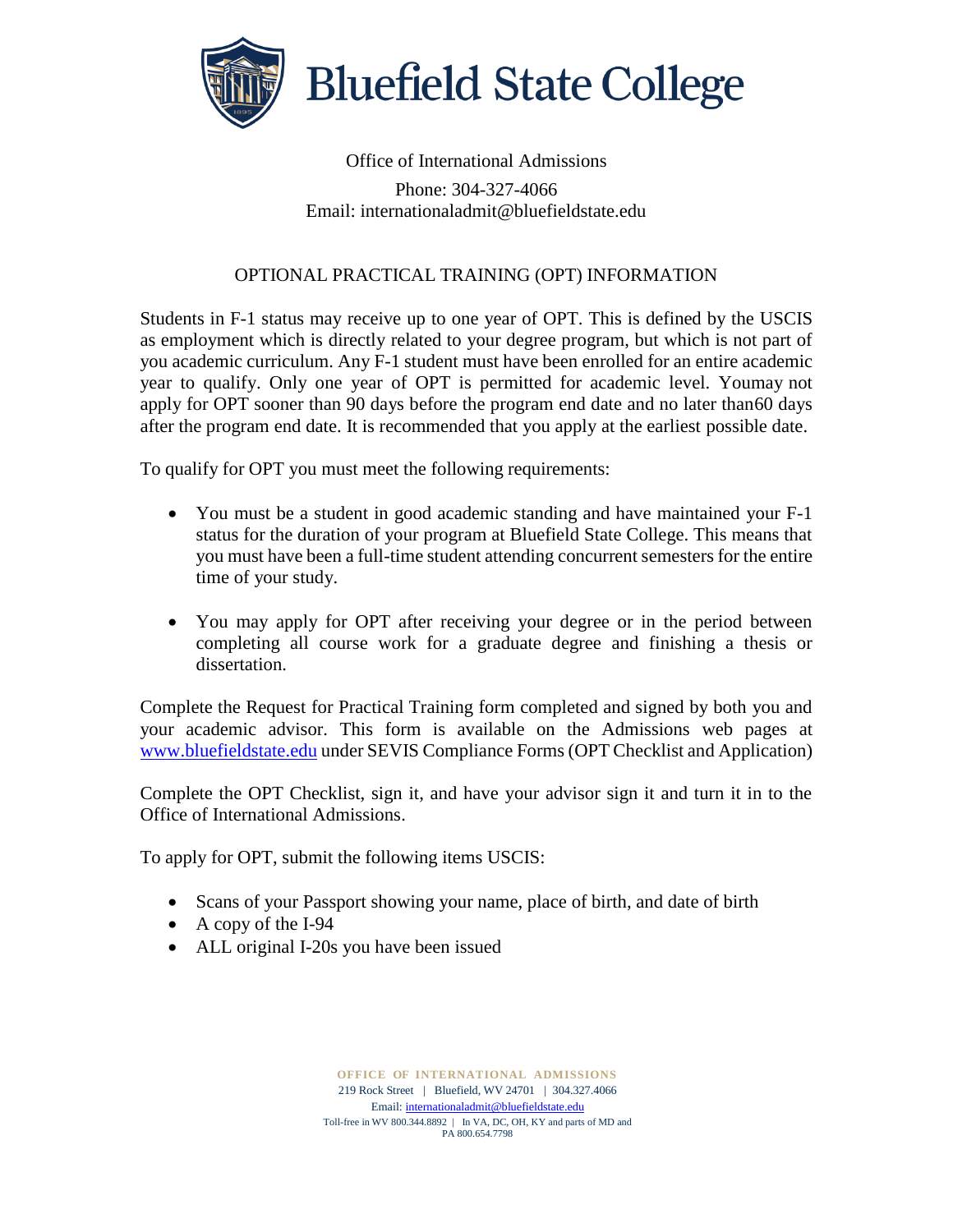# Bluefield State College

Office of International Admissions

Phone: 304-327-4066
Email: internationaladmit@bluefieldstate.edu

## OPTIONAL PRACTICAL TRAINING (OPT) INFORMATION

Students in F-1 status may receive up to one year of OPT. This is defined by the USCIS as employment which is directly related to your degree program, but which is not part of you academic curriculum. Any F-1 student must have been enrolled for an entire academic year to qualify. Only one year of OPT is permitted for academic level. Youmay not apply for OPT sooner than 90 days before the program end date and no later than60 days after the program end date. It is recommended that you apply at the earliest possible date.

To qualify for OPT you must meet the following requirements:

- You must be a student in good academic standing and have maintained your F-1 status for the duration of your program at Bluefield State College. This means that you must have been a full-time student attending concurrent semesters for the entire time of your study.
- You may apply for OPT after receiving your degree or in the period between completing all course work for a graduate degree and finishing a thesis or dissertation.

Complete the Request for Practical Training form completed and signed by both you and your academic advisor. This form is available on the Admissions web pages at [www.bluefieldstate.edu](http://www.bluefieldstate.edu) under SEVIS Compliance Forms (OPT Checklist and Application)

Complete the OPT Checklist, sign it, and have your advisor sign it and turn it in to the Office of International Admissions.

To apply for OPT, submit the following items USCIS:

- Scans of your Passport showing your name, place of birth, and date of birth
- A copy of the I-94
- ALL original I-20s you have been issued

OFFICE OF INTERNATIONAL ADMISSIONS
219 Rock Street | Bluefield, WV 24701 | 304.327.4066
Email: internationaladmit@bluefieldstate.edu
Toll-free in WV 800.344.8892 | In VA, DC, OH, KY and parts of MD and PA 800.654.7798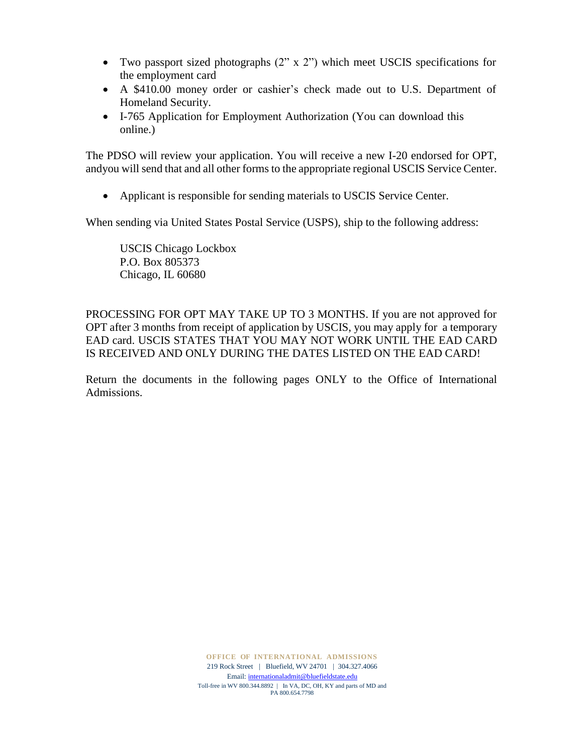- Two passport sized photographs (2" x 2") which meet USCIS specifications for the employment card
- A $410.00 money order or cashier's check made out to U.S. Department of Homeland Security.
- I-765 Application for Employment Authorization (You can download this online.)

The PDSO will review your application. You will receive a new I-20 endorsed for OPT, andyou will send that and all other forms to the appropriate regional USCIS Service Center.

- Applicant is responsible for sending materials to USCIS Service Center.

When sending via United States Postal Service (USPS), ship to the following address:

USCIS Chicago Lockbox
P.O. Box 805373
Chicago, IL 60680

PROCESSING FOR OPT MAY TAKE UP TO 3 MONTHS. If you are not approved for OPT after 3 months from receipt of application by USCIS, you may apply for a temporary EAD card. USCIS STATES THAT YOU MAY NOT WORK UNTIL THE EAD CARD IS RECEIVED AND ONLY DURING THE DATES LISTED ON THE EAD CARD!

Return the documents in the following pages ONLY to the Office of International Admissions.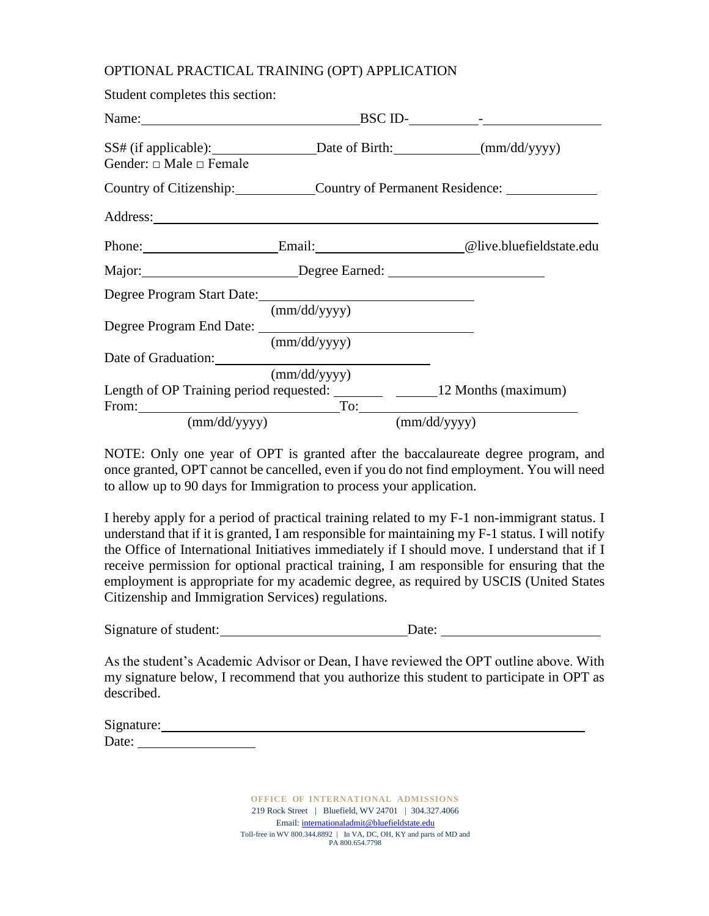OPTIONAL PRACTICAL TRAINING (OPT) APPLICATION

Student completes this section:

Name: ______________________________ BSC ID- __________ - ________________

SS# (if applicable): ______________ Date of Birth: ____________ (mm/dd/yyyy)
Gender: □ Male □ Female

Country of Citizenship: ___________ Country of Permanent Residence: ____________

Address: ________________________________________________________________

Phone: ___________________ Email: ____________________ @live.bluefieldstate.edu

Major: _____________________ Degree Earned: ______________________

Degree Program Start Date: ______________________________
(mm/dd/yyyy)

Degree Program End Date: ______________________________
(mm/dd/yyyy)

Date of Graduation: ______________________________
(mm/dd/yyyy)

Length of OP Training period requested: _______ ______12 Months (maximum)

From: __________________________ To: ______________________________
(mm/dd/yyyy) (mm/dd/yyyy)

NOTE: Only one year of OPT is granted after the baccalaureate degree program, and once granted, OPT cannot be cancelled, even if you do not find employment. You will need to allow up to 90 days for Immigration to process your application.

I hereby apply for a period of practical training related to my F-1 non-immigrant status. I understand that if it is granted, I am responsible for maintaining my F-1 status. I will notify the Office of International Initiatives immediately if I should move. I understand that if I receive permission for optional practical training, I am responsible for ensuring that the employment is appropriate for my academic degree, as required by USCIS (United States Citizenship and Immigration Services) regulations.

Signature of student: __________________________ Date: ______________________

As the student's Academic Advisor or Dean, I have reviewed the OPT outline above. With my signature below, I recommend that you authorize this student to participate in OPT as described.

Signature: ______________________________________________________________

Date: ________________

**OFFICE OF INTERNATIONAL ADMISSIONS**
219 Rock Street | Bluefield, WV 24701 | 304.327.4066
Email: internationaladmit@bluefieldstate.edu
Toll-free in WV 800.344.8892 | In VA, DC, OH, KY and parts of MD and PA 800.654.7798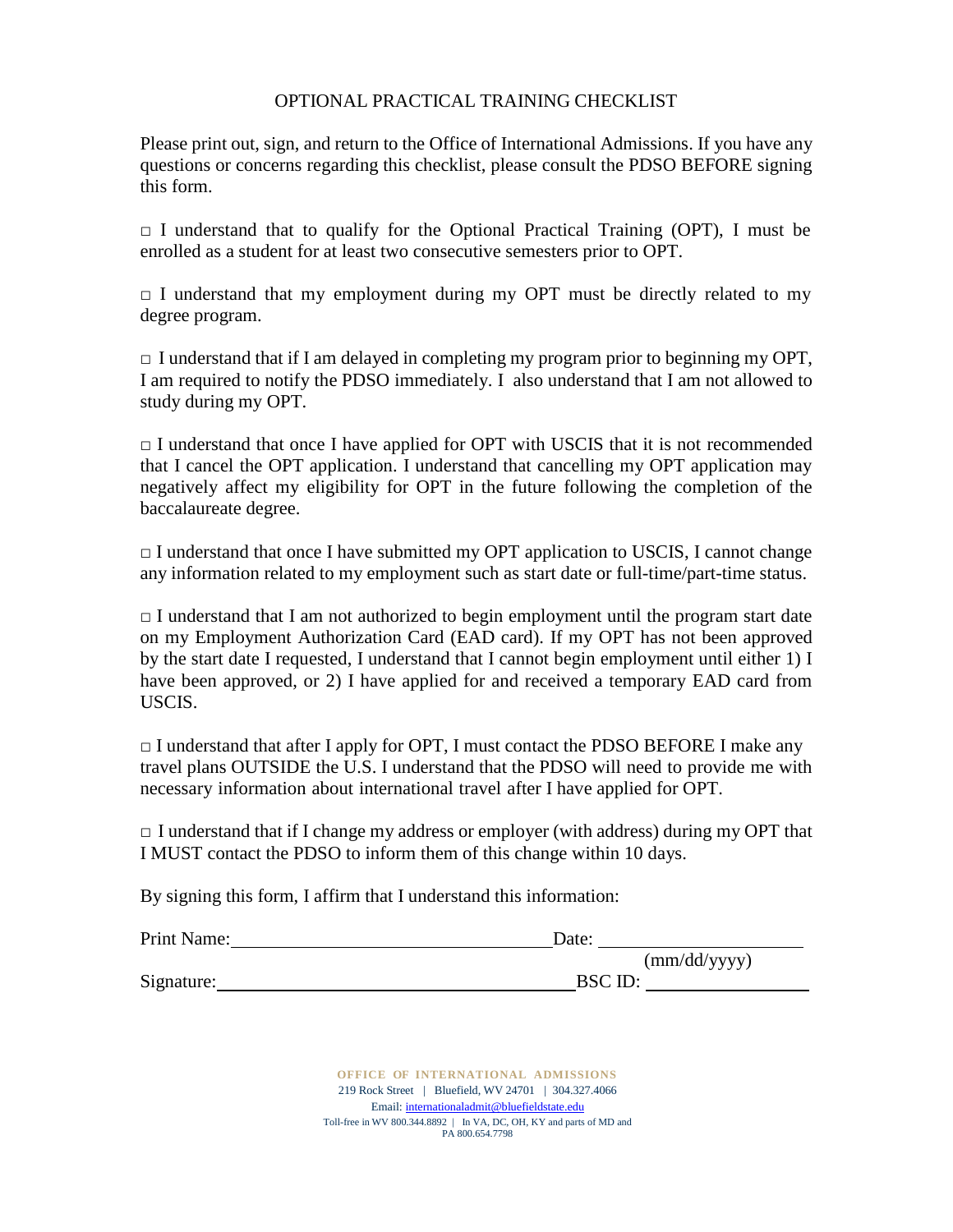# OPTIONAL PRACTICAL TRAINING CHECKLIST

Please print out, sign, and return to the Office of International Admissions. If you have any questions or concerns regarding this checklist, please consult the PDSO BEFORE signing this form.

□ I understand that to qualify for the Optional Practical Training (OPT), I must be enrolled as a student for at least two consecutive semesters prior to OPT.

□ I understand that my employment during my OPT must be directly related to my degree program.

□ I understand that if I am delayed in completing my program prior to beginning my OPT, I am required to notify the PDSO immediately. I also understand that I am not allowed to study during my OPT.

□ I understand that once I have applied for OPT with USCIS that it is not recommended that I cancel the OPT application. I understand that cancelling my OPT application may negatively affect my eligibility for OPT in the future following the completion of the baccalaureate degree.

□ I understand that once I have submitted my OPT application to USCIS, I cannot change any information related to my employment such as start date or full-time/part-time status.

□ I understand that I am not authorized to begin employment until the program start date on my Employment Authorization Card (EAD card). If my OPT has not been approved by the start date I requested, I understand that I cannot begin employment until either 1) I have been approved, or 2) I have applied for and received a temporary EAD card from USCIS.

□ I understand that after I apply for OPT, I must contact the PDSO BEFORE I make any travel plans OUTSIDE the U.S. I understand that the PDSO will need to provide me with necessary information about international travel after I have applied for OPT.

□ I understand that if I change my address or employer (with address) during my OPT that I MUST contact the PDSO to inform them of this change within 10 days.

By signing this form, I affirm that I understand this information:

Print Name: \_\_\_\_\_\_\_\_\_\_\_\_\_\_\_\_\_\_\_\_\_\_\_\_\_\_\_\_\_\_ Date: \_\_\_\_\_\_\_\_\_\_\_\_\_\_\_\_\_\_
(mm/dd/yyyy)

Signature: \_\_\_\_\_\_\_\_\_\_\_\_\_\_\_\_\_\_\_\_\_\_\_\_\_\_\_\_\_\_\_\_\_\_ BSC ID: \_\_\_\_\_\_\_\_\_\_\_\_\_\_\_\_

**OFFICE OF INTERNATIONAL ADMISSIONS**
219 Rock Street | Bluefield, WV 24701 | 304.327.4066
Email: internationaladmit@bluefieldstate.edu
Toll-free in WV 800.344.8892 | In VA, DC, OH, KY and parts of MD and PA 800.654.7798